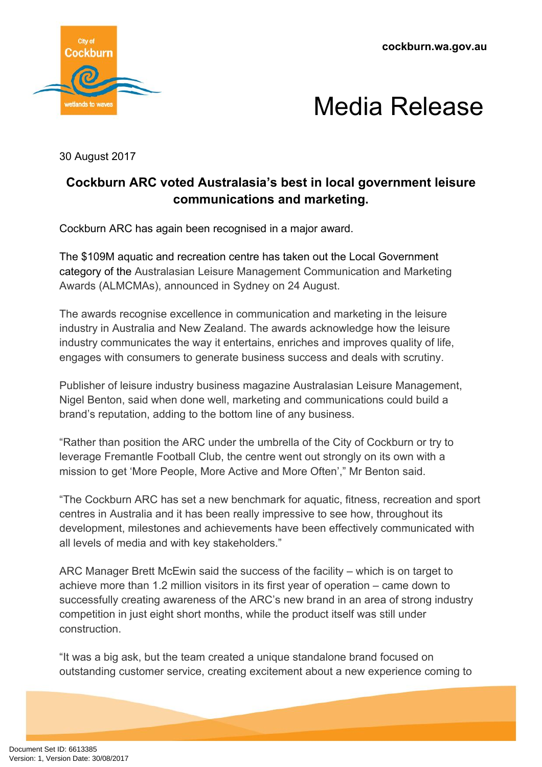cockburn.wa.gov.au

# Media Release

30 August 2017

## Cockburn ARC voted Australasia's best in local government leisure communications and marketing.

Cockburn ARC has again been recognised in a major award.

The $109M aquatic and recreation centre has taken out the Local Government category of the Australasian Leisure Management Communication and Marketing Awards (ALMCMAs), announced in Sydney on 24 August.

The awards recognise excellence in communication and marketing in the leisure industry in Australia and New Zealand. The awards acknowledge how the leisure industry communicates the way it entertains, enriches and improves quality of life, engages with consumers to generate business success and deals with scrutiny.

Publisher of leisure industry business magazine Australasian Leisure Management, Nigel Benton, said when done well, marketing and communications could build a brand's reputation, adding to the bottom line of any business.

"Rather than position the ARC under the umbrella of the City of Cockburn or try to leverage Fremantle Football Club, the centre went out strongly on its own with a mission to get 'More People, More Active and More Often'," Mr Benton said.

"The Cockburn ARC has set a new benchmark for aquatic, fitness, recreation and sport centres in Australia and it has been really impressive to see how, throughout its development, milestones and achievements have been effectively communicated with all levels of media and with key stakeholders."

ARC Manager Brett McEwin said the success of the facility – which is on target to achieve more than 1.2 million visitors in its first year of operation – came down to successfully creating awareness of the ARC's new brand in an area of strong industry competition in just eight short months, while the product itself was still under construction.

"It was a big ask, but the team created a unique standalone brand focused on outstanding customer service, creating excitement about a new experience coming to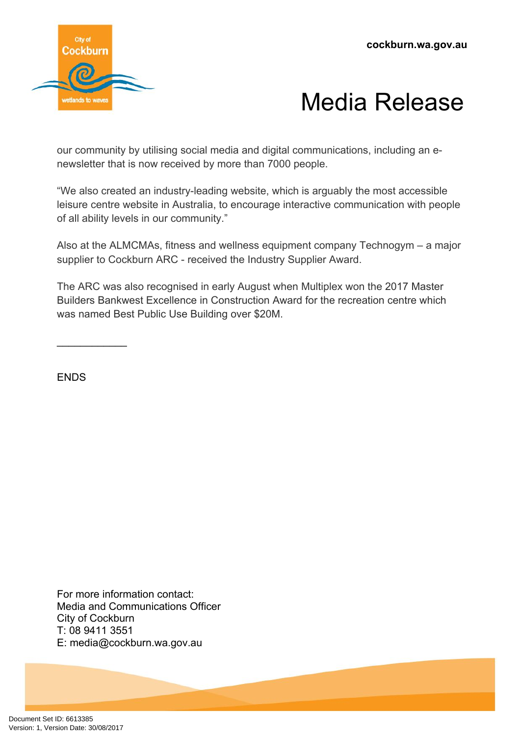our community by utilising social media and digital communications, including an e-newsletter that is now received by more than 7000 people.

“We also created an industry-leading website, which is arguably the most accessible leisure centre website in Australia, to encourage interactive communication with people of all ability levels in our community.”

Also at the ALMCMAs, fitness and wellness equipment company Technogym – a major supplier to Cockburn ARC - received the Industry Supplier Award.

The ARC was also recognised in early August when Multiplex won the 2017 Master Builders Bankwest Excellence in Construction Award for the recreation centre which was named Best Public Use Building over $20M.

____________

ENDS

For more information contact:
Media and Communications Officer
City of Cockburn
T: 08 9411 3551
E: media@cockburn.wa.gov.au

Document Set ID: 6613385
Version: 1, Version Date: 30/08/2017